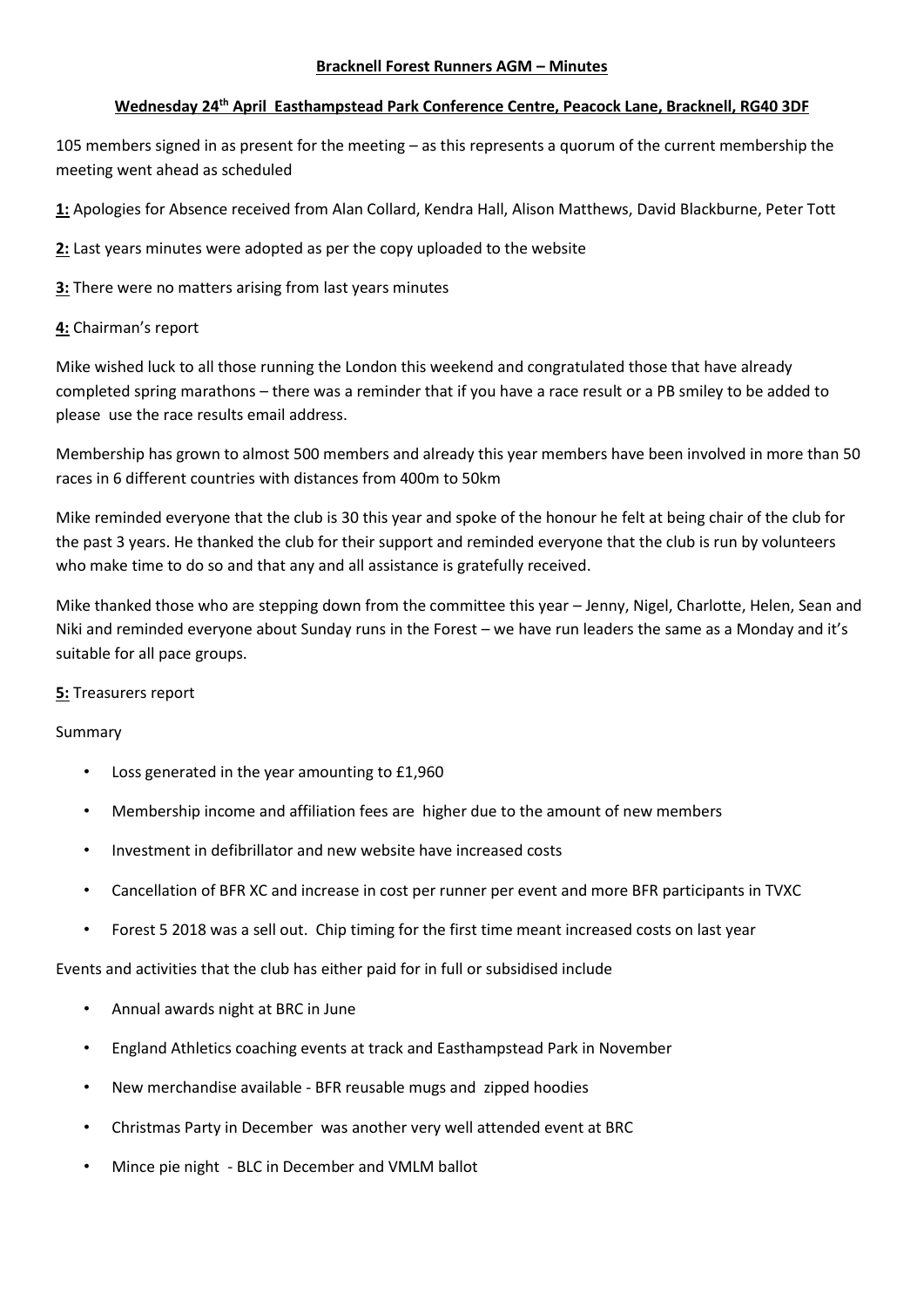# Bracknell Forest Runners AGM – Minutes

## Wednesday 24th April Easthampstead Park Conference Centre, Peacock Lane, Bracknell, RG40 3DF

105 members signed in as present for the meeting – as this represents a quorum of the current membership the meeting went ahead as scheduled

**1:** Apologies for Absence received from Alan Collard, Kendra Hall, Alison Matthews, David Blackburne, Peter Tott

**2:** Last years minutes were adopted as per the copy uploaded to the website

**3:** There were no matters arising from last years minutes

**4:** Chairman's report

Mike wished luck to all those running the London this weekend and congratulated those that have already completed spring marathons – there was a reminder that if you have a race result or a PB smiley to be added to please use the race results email address.

Membership has grown to almost 500 members and already this year members have been involved in more than 50 races in 6 different countries with distances from 400m to 50km

Mike reminded everyone that the club is 30 this year and spoke of the honour he felt at being chair of the club for the past 3 years. He thanked the club for their support and reminded everyone that the club is run by volunteers who make time to do so and that any and all assistance is gratefully received.

Mike thanked those who are stepping down from the committee this year – Jenny, Nigel, Charlotte, Helen, Sean and Niki and reminded everyone about Sunday runs in the Forest – we have run leaders the same as a Monday and it's suitable for all pace groups.

**5:** Treasurers report

Summary

- Loss generated in the year amounting to £1,960
- Membership income and affiliation fees are higher due to the amount of new members
- Investment in defibrillator and new website have increased costs
- Cancellation of BFR XC and increase in cost per runner per event and more BFR participants in TVXC
- Forest 5 2018 was a sell out. Chip timing for the first time meant increased costs on last year

Events and activities that the club has either paid for in full or subsidised include

- Annual awards night at BRC in June
- England Athletics coaching events at track and Easthampstead Park in November
- New merchandise available - BFR reusable mugs and zipped hoodies
- Christmas Party in December was another very well attended event at BRC
- Mince pie night - BLC in December and VMLM ballot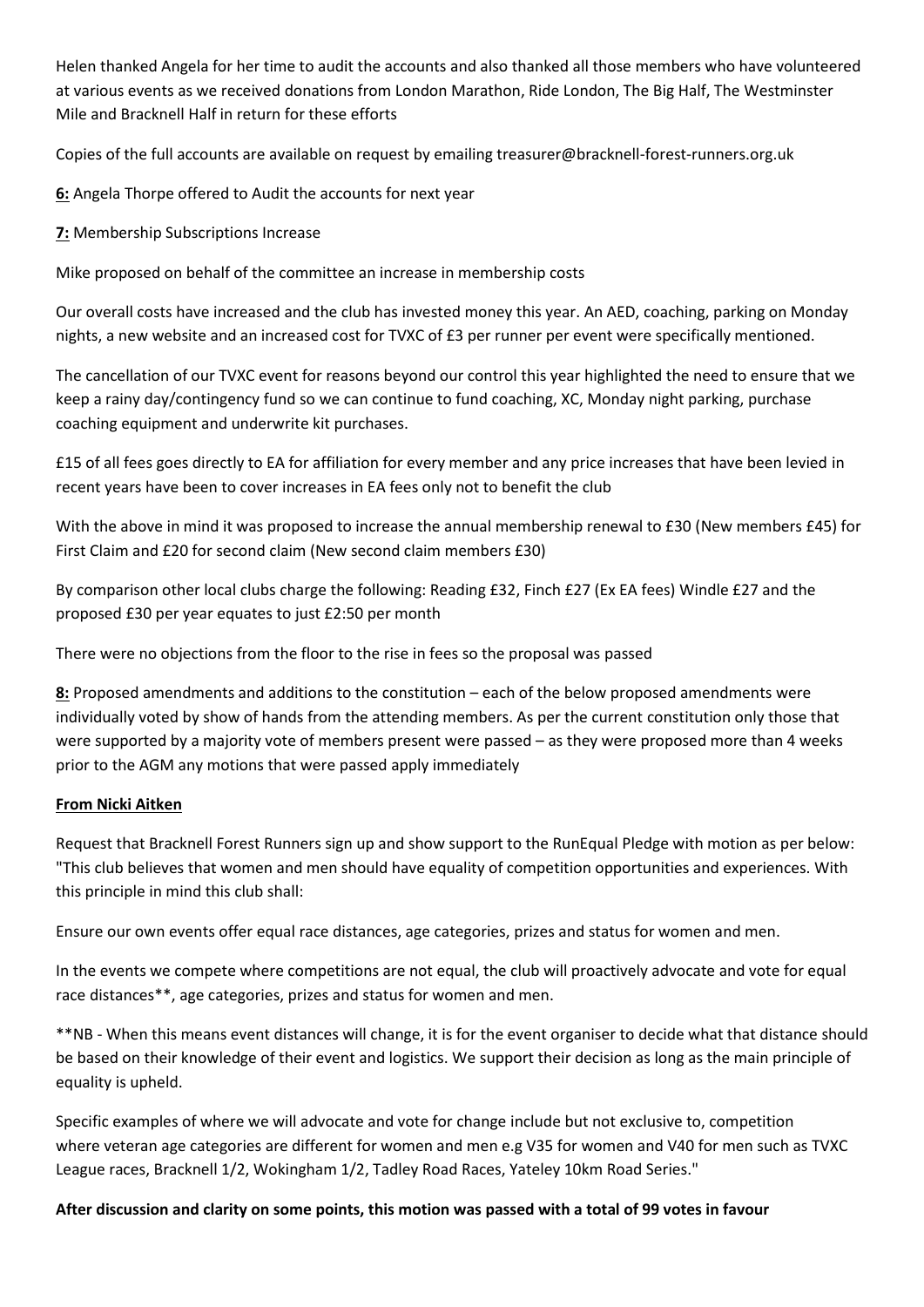Helen thanked Angela for her time to audit the accounts and also thanked all those members who have volunteered at various events as we received donations from London Marathon, Ride London, The Big Half, The Westminster Mile and Bracknell Half in return for these efforts

Copies of the full accounts are available on request by emailing treasurer@bracknell-forest-runners.org.uk

**6:** Angela Thorpe offered to Audit the accounts for next year

**7:** Membership Subscriptions Increase

Mike proposed on behalf of the committee an increase in membership costs

Our overall costs have increased and the club has invested money this year. An AED, coaching, parking on Monday nights, a new website and an increased cost for TVXC of £3 per runner per event were specifically mentioned.

The cancellation of our TVXC event for reasons beyond our control this year highlighted the need to ensure that we keep a rainy day/contingency fund so we can continue to fund coaching, XC, Monday night parking, purchase coaching equipment and underwrite kit purchases.

£15 of all fees goes directly to EA for affiliation for every member and any price increases that have been levied in recent years have been to cover increases in EA fees only not to benefit the club

With the above in mind it was proposed to increase the annual membership renewal to £30 (New members £45) for First Claim and £20 for second claim (New second claim members £30)

By comparison other local clubs charge the following: Reading £32, Finch £27 (Ex EA fees) Windle £27 and the proposed £30 per year equates to just £2:50 per month

There were no objections from the floor to the rise in fees so the proposal was passed

**8:** Proposed amendments and additions to the constitution – each of the below proposed amendments were individually voted by show of hands from the attending members. As per the current constitution only those that were supported by a majority vote of members present were passed – as they were proposed more than 4 weeks prior to the AGM any motions that were passed apply immediately

**From Nicki Aitken**

Request that Bracknell Forest Runners sign up and show support to the RunEqual Pledge with motion as per below: "This club believes that women and men should have equality of competition opportunities and experiences. With this principle in mind this club shall:

Ensure our own events offer equal race distances, age categories, prizes and status for women and men.

In the events we compete where competitions are not equal, the club will proactively advocate and vote for equal race distances**, age categories, prizes and status for women and men.

**NB - When this means event distances will change, it is for the event organiser to decide what that distance should be based on their knowledge of their event and logistics. We support their decision as long as the main principle of equality is upheld.

Specific examples of where we will advocate and vote for change include but not exclusive to, competition where veteran age categories are different for women and men e.g V35 for women and V40 for men such as TVXC League races, Bracknell 1/2, Wokingham 1/2, Tadley Road Races, Yateley 10km Road Series."

**After discussion and clarity on some points, this motion was passed with a total of 99 votes in favour**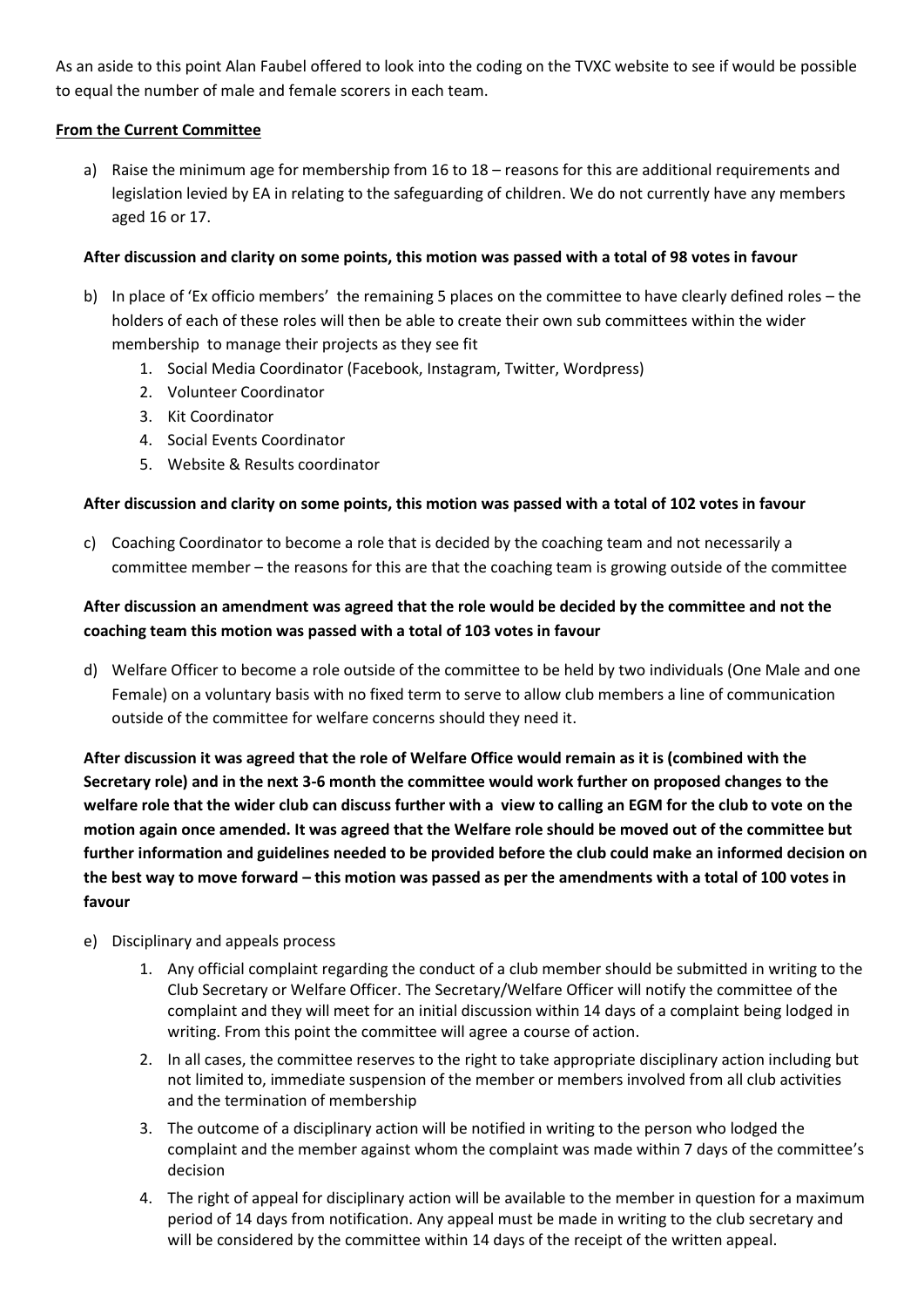As an aside to this point Alan Faubel offered to look into the coding on the TVXC website to see if would be possible to equal the number of male and female scorers in each team.

**From the Current Committee**

a) Raise the minimum age for membership from 16 to 18 – reasons for this are additional requirements and legislation levied by EA in relating to the safeguarding of children. We do not currently have any members aged 16 or 17.

**After discussion and clarity on some points, this motion was passed with a total of 98 votes in favour**

b) In place of 'Ex officio members' the remaining 5 places on the committee to have clearly defined roles – the holders of each of these roles will then be able to create their own sub committees within the wider membership to manage their projects as they see fit
   1. Social Media Coordinator (Facebook, Instagram, Twitter, Wordpress)
   2. Volunteer Coordinator
   3. Kit Coordinator
   4. Social Events Coordinator
   5. Website & Results coordinator

**After discussion and clarity on some points, this motion was passed with a total of 102 votes in favour**

c) Coaching Coordinator to become a role that is decided by the coaching team and not necessarily a committee member – the reasons for this are that the coaching team is growing outside of the committee

**After discussion an amendment was agreed that the role would be decided by the committee and not the coaching team this motion was passed with a total of 103 votes in favour**

d) Welfare Officer to become a role outside of the committee to be held by two individuals (One Male and one Female) on a voluntary basis with no fixed term to serve to allow club members a line of communication outside of the committee for welfare concerns should they need it.

**After discussion it was agreed that the role of Welfare Office would remain as it is (combined with the Secretary role) and in the next 3-6 month the committee would work further on proposed changes to the welfare role that the wider club can discuss further with a view to calling an EGM for the club to vote on the motion again once amended. It was agreed that the Welfare role should be moved out of the committee but further information and guidelines needed to be provided before the club could make an informed decision on the best way to move forward – this motion was passed as per the amendments with a total of 100 votes in favour**

e) Disciplinary and appeals process
   1. Any official complaint regarding the conduct of a club member should be submitted in writing to the Club Secretary or Welfare Officer. The Secretary/Welfare Officer will notify the committee of the complaint and they will meet for an initial discussion within 14 days of a complaint being lodged in writing. From this point the committee will agree a course of action.
   2. In all cases, the committee reserves to the right to take appropriate disciplinary action including but not limited to, immediate suspension of the member or members involved from all club activities and the termination of membership
   3. The outcome of a disciplinary action will be notified in writing to the person who lodged the complaint and the member against whom the complaint was made within 7 days of the committee's decision
   4. The right of appeal for disciplinary action will be available to the member in question for a maximum period of 14 days from notification. Any appeal must be made in writing to the club secretary and will be considered by the committee within 14 days of the receipt of the written appeal.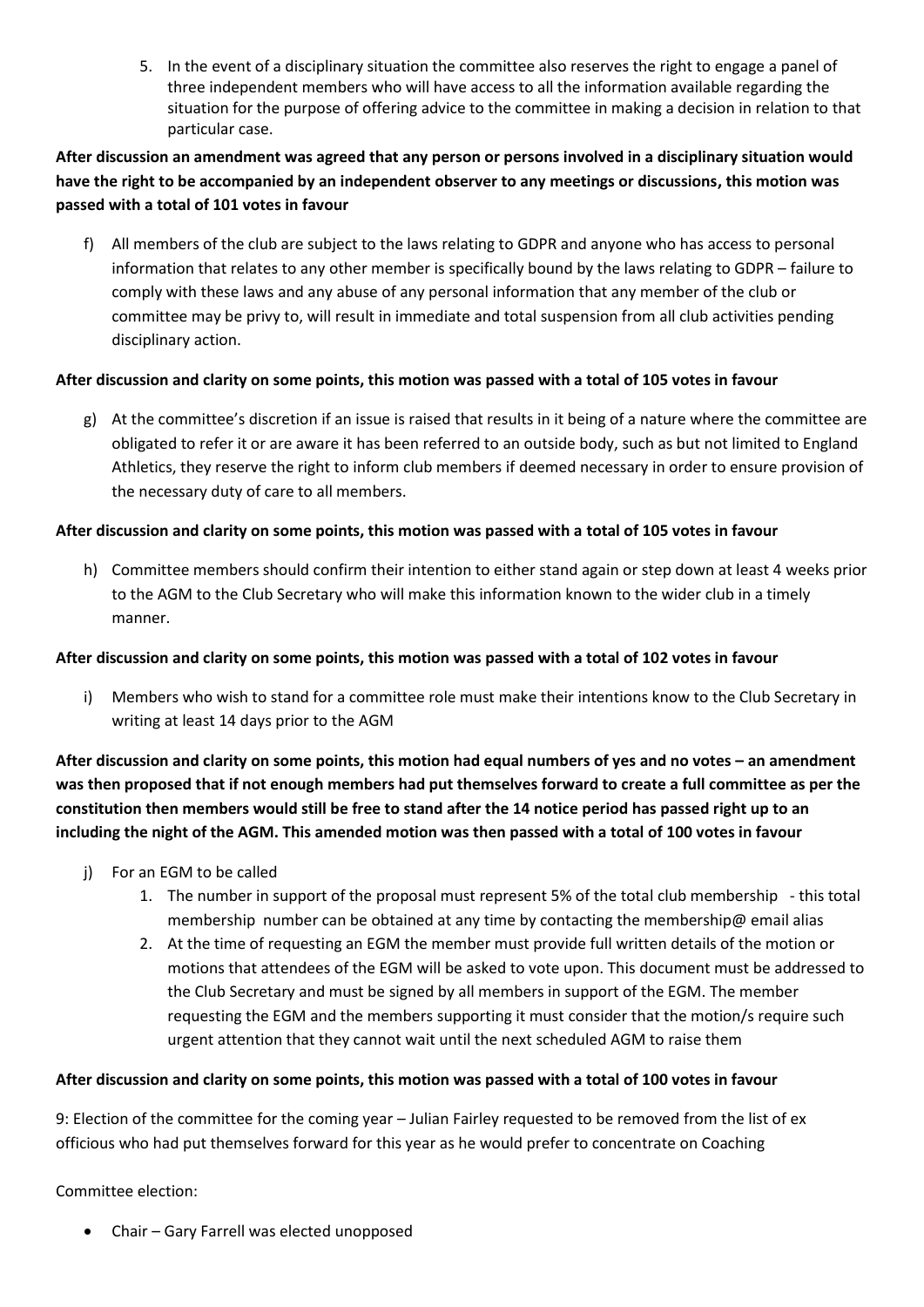5. In the event of a disciplinary situation the committee also reserves the right to engage a panel of three independent members who will have access to all the information available regarding the situation for the purpose of offering advice to the committee in making a decision in relation to that particular case.

**After discussion an amendment was agreed that any person or persons involved in a disciplinary situation would have the right to be accompanied by an independent observer to any meetings or discussions, this motion was passed with a total of 101 votes in favour**

f) All members of the club are subject to the laws relating to GDPR and anyone who has access to personal information that relates to any other member is specifically bound by the laws relating to GDPR – failure to comply with these laws and any abuse of any personal information that any member of the club or committee may be privy to, will result in immediate and total suspension from all club activities pending disciplinary action.

**After discussion and clarity on some points, this motion was passed with a total of 105 votes in favour**

g) At the committee's discretion if an issue is raised that results in it being of a nature where the committee are obligated to refer it or are aware it has been referred to an outside body, such as but not limited to England Athletics, they reserve the right to inform club members if deemed necessary in order to ensure provision of the necessary duty of care to all members.

**After discussion and clarity on some points, this motion was passed with a total of 105 votes in favour**

h) Committee members should confirm their intention to either stand again or step down at least 4 weeks prior to the AGM to the Club Secretary who will make this information known to the wider club in a timely manner.

**After discussion and clarity on some points, this motion was passed with a total of 102 votes in favour**

i) Members who wish to stand for a committee role must make their intentions know to the Club Secretary in writing at least 14 days prior to the AGM

**After discussion and clarity on some points, this motion had equal numbers of yes and no votes – an amendment was then proposed that if not enough members had put themselves forward to create a full committee as per the constitution then members would still be free to stand after the 14 notice period has passed right up to an including the night of the AGM. This amended motion was then passed with a total of 100 votes in favour**

j) For an EGM to be called
   1. The number in support of the proposal must represent 5% of the total club membership - this total membership number can be obtained at any time by contacting the membership@ email alias
   2. At the time of requesting an EGM the member must provide full written details of the motion or motions that attendees of the EGM will be asked to vote upon. This document must be addressed to the Club Secretary and must be signed by all members in support of the EGM. The member requesting the EGM and the members supporting it must consider that the motion/s require such urgent attention that they cannot wait until the next scheduled AGM to raise them

**After discussion and clarity on some points, this motion was passed with a total of 100 votes in favour**

9: Election of the committee for the coming year – Julian Fairley requested to be removed from the list of ex officious who had put themselves forward for this year as he would prefer to concentrate on Coaching

Committee election:

- Chair – Gary Farrell was elected unopposed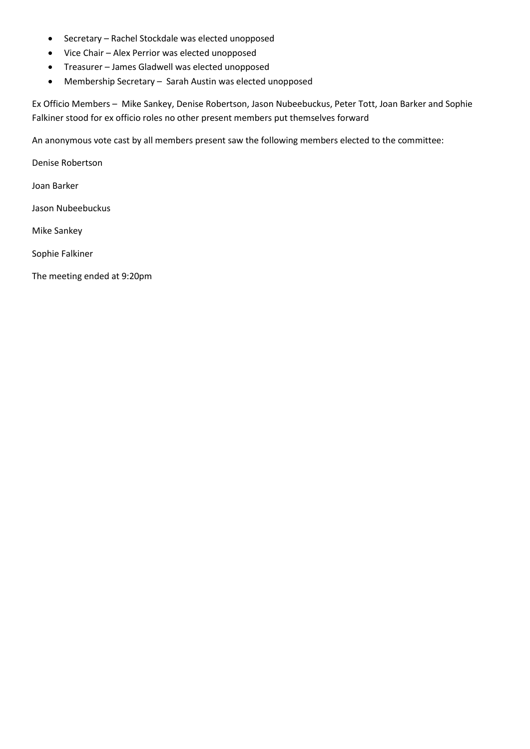- Secretary – Rachel Stockdale was elected unopposed
- Vice Chair – Alex Perrior was elected unopposed
- Treasurer – James Gladwell was elected unopposed
- Membership Secretary – Sarah Austin was elected unopposed

Ex Officio Members – Mike Sankey, Denise Robertson, Jason Nubeebuckus, Peter Tott, Joan Barker and Sophie Falkiner stood for ex officio roles no other present members put themselves forward

An anonymous vote cast by all members present saw the following members elected to the committee:

Denise Robertson

Joan Barker

Jason Nubeebuckus

Mike Sankey

Sophie Falkiner

The meeting ended at 9:20pm